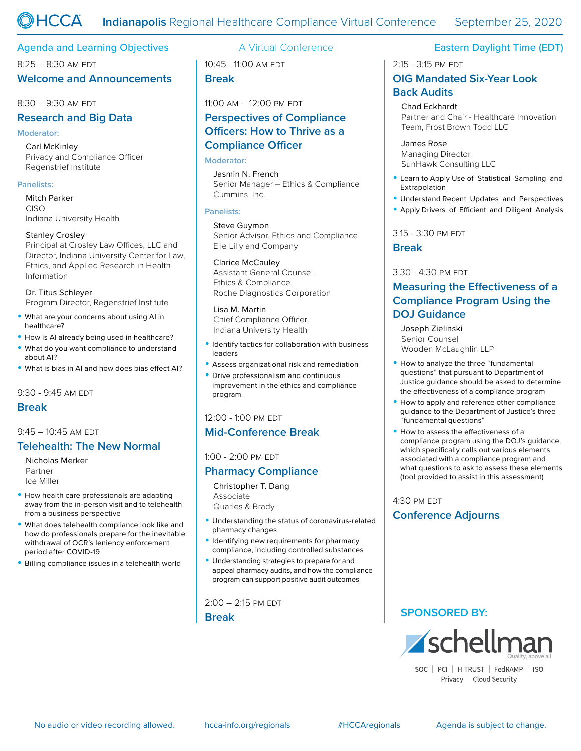# HCCA Indianapolis Regional Healthcare Compliance Virtual Conference

September 25, 2020

## Agenda and Learning Objectives

A Virtual Conference

Eastern Daylight Time (EDT)

8:25 – 8:30 AM EDT

### Welcome and Announcements

8:30 – 9:30 AM EDT

### Research and Big Data

**Moderator:**

Carl McKinley
Privacy and Compliance Officer
Regenstrief Institute

**Panelists:**

Mitch Parker
CISO
Indiana University Health

Stanley Crosley
Principal at Crosley Law Offices, LLC and Director, Indiana University Center for Law, Ethics, and Applied Research in Health Information

Dr. Titus Schleyer
Program Director, Regenstrief Institute

- What are your concerns about using AI in healthcare?
- How is AI already being used in healthcare?
- What do you want compliance to understand about AI?
- What is bias in AI and how does bias effect AI?

9:30 - 9:45 AM EDT

### Break

9:45 – 10:45 AM EDT

### Telehealth: The New Normal

Nicholas Merker
Partner
Ice Miller

- How health care professionals are adapting away from the in-person visit and to telehealth from a business perspective
- What does telehealth compliance look like and how do professionals prepare for the inevitable withdrawal of OCR's leniency enforcement period after COVID-19
- Billing compliance issues in a telehealth world

10:45 - 11:00 AM EDT

### Break

11:00 AM – 12:00 PM EDT

### Perspectives of Compliance Officers: How to Thrive as a Compliance Officer

**Moderator:**

Jasmin N. French
Senior Manager – Ethics & Compliance
Cummins, Inc.

**Panelists:**

Steve Guymon
Senior Advisor, Ethics and Compliance
Elie Lilly and Company

Clarice McCauley
Assistant General Counsel,
Ethics & Compliance
Roche Diagnostics Corporation

Lisa M. Martin
Chief Compliance Officer
Indiana University Health

- Identify tactics for collaboration with business leaders
- Assess organizational risk and remediation
- Drive professionalism and continuous improvement in the ethics and compliance program

12:00 - 1:00 PM EDT

### Mid-Conference Break

1:00 - 2:00 PM EDT

### Pharmacy Compliance

Christopher T. Dang
Associate
Quarles & Brady

- Understanding the status of coronavirus-related pharmacy changes
- Identifying new requirements for pharmacy compliance, including controlled substances
- Understanding strategies to prepare for and appeal pharmacy audits, and how the compliance program can support positive audit outcomes

2:00 – 2:15 PM EDT

### Break

2:15 - 3:15 PM EDT

### OIG Mandated Six-Year Look Back Audits

Chad Eckhardt
Partner and Chair - Healthcare Innovation Team, Frost Brown Todd LLC

James Rose
Managing Director
SunHawk Consulting LLC

- Learn to Apply Use of Statistical Sampling and Extrapolation
- Understand Recent Updates and Perspectives
- Apply Drivers of Efficient and Diligent Analysis

3:15 - 3:30 PM EDT

### Break

3:30 - 4:30 PM EDT

### Measuring the Effectiveness of a Compliance Program Using the DOJ Guidance

Joseph Zielinski
Senior Counsel
Wooden McLaughlin LLP

- How to analyze the three "fundamental questions" that pursuant to Department of Justice guidance should be asked to determine the effectiveness of a compliance program
- How to apply and reference other compliance guidance to the Department of Justice's three "fundamental questions"
- How to assess the effectiveness of a compliance program using the DOJ's guidance, which specifically calls out various elements associated with a compliance program and what questions to ask to assess these elements (tool provided to assist in this assessment)

4:30 PM EDT

### Conference Adjourns

**SPONSORED BY:**

schellman — Quality, above all.

SOC | PCI | HITRUST | FedRAMP | ISO
Privacy | Cloud Security

No audio or video recording allowed. hcca-info.org/regionals #HCCAregionals Agenda is subject to change.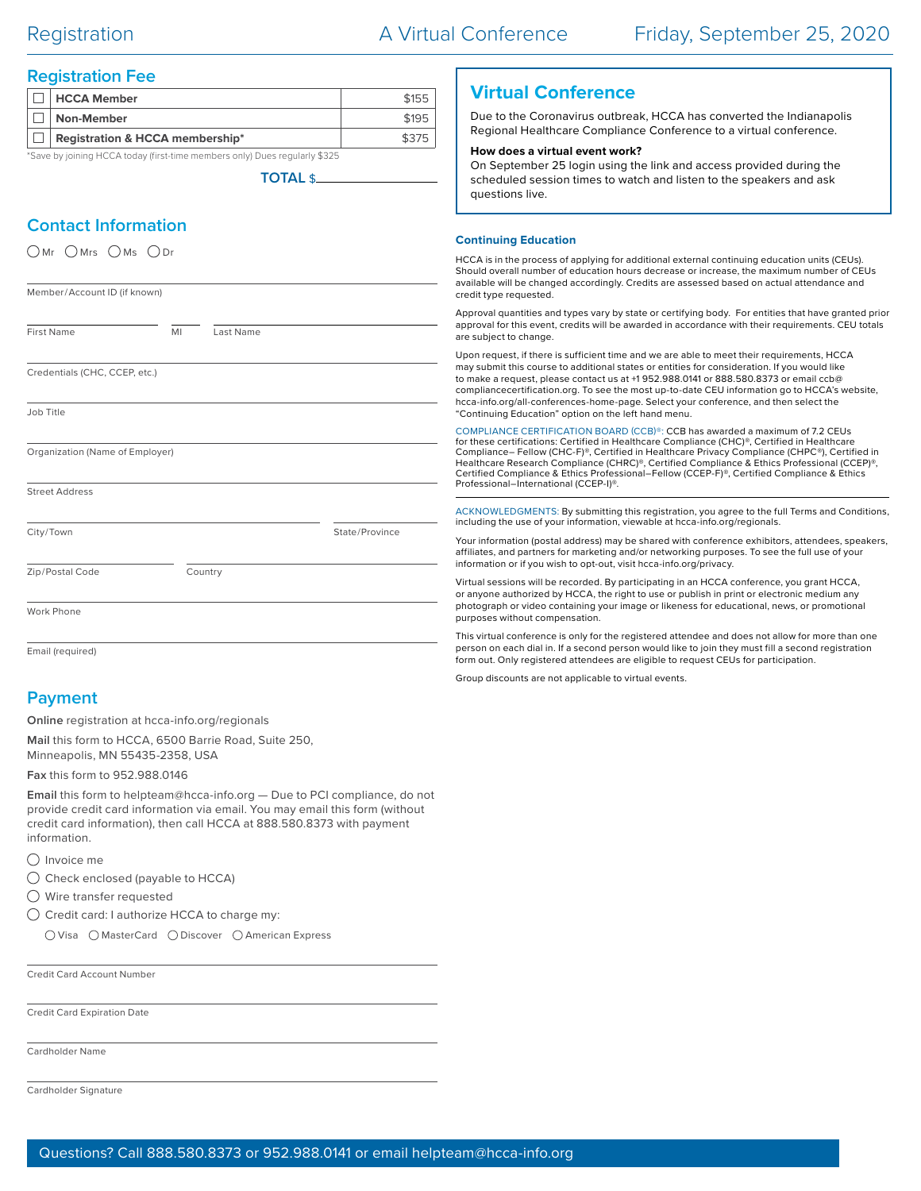Registration — A Virtual Conference — Friday, September 25, 2020

## Registration Fee

| | | |
|---|---|---|
| ☐ | **HCCA Member** | $155 |
| ☐ | **Non-Member** | $195 |
| ☐ | **Registration & HCCA membership*** | $375 |

*Save by joining HCCA today (first-time members only) Dues regularly $325

**TOTAL** $\_\_\_\_\_\_\_\_\_\_\_\_

## Contact Information

◯ Mr ◯ Mrs ◯ Ms ◯ Dr

Member/Account ID (if known)

First Name — MI — Last Name

Credentials (CHC, CCEP, etc.)

Job Title

Organization (Name of Employer)

Street Address

City/Town — State/Province

Zip/Postal Code — Country

Work Phone

Email (required)

## Payment

**Online** registration at hcca-info.org/regionals

**Mail** this form to HCCA, 6500 Barrie Road, Suite 250, Minneapolis, MN 55435-2358, USA

**Fax** this form to 952.988.0146

**Email** this form to helpteam@hcca-info.org — Due to PCI compliance, do not provide credit card information via email. You may email this form (without credit card information), then call HCCA at 888.580.8373 with payment information.

◯ Invoice me

◯ Check enclosed (payable to HCCA)

◯ Wire transfer requested

◯ Credit card: I authorize HCCA to charge my:

◯ Visa ◯ MasterCard ◯ Discover ◯ American Express

Credit Card Account Number

Credit Card Expiration Date

Cardholder Name

Cardholder Signature

## Virtual Conference

Due to the Coronavirus outbreak, HCCA has converted the Indianapolis Regional Healthcare Compliance Conference to a virtual conference.

**How does a virtual event work?**

On September 25 login using the link and access provided during the scheduled session times to watch and listen to the speakers and ask questions live.

### Continuing Education

HCCA is in the process of applying for additional external continuing education units (CEUs). Should overall number of education hours decrease or increase, the maximum number of CEUs available will be changed accordingly. Credits are assessed based on actual attendance and credit type requested.

Approval quantities and types vary by state or certifying body. For entities that have granted prior approval for this event, credits will be awarded in accordance with their requirements. CEU totals are subject to change.

Upon request, if there is sufficient time and we are able to meet their requirements, HCCA may submit this course to additional states or entities for consideration. If you would like to make a request, please contact us at +1 952.988.0141 or 888.580.8373 or email ccb@compliancecertification.org. To see the most up-to-date CEU information go to HCCA's website, hcca-info.org/all-conferences-home-page. Select your conference, and then select the "Continuing Education" option on the left hand menu.

COMPLIANCE CERTIFICATION BOARD (CCB)®: CCB has awarded a maximum of 7.2 CEUs for these certifications: Certified in Healthcare Compliance (CHC)®, Certified in Healthcare Compliance– Fellow (CHC-F)®, Certified in Healthcare Privacy Compliance (CHPC®), Certified in Healthcare Research Compliance (CHRC)®, Certified Compliance & Ethics Professional (CCEP)®, Certified Compliance & Ethics Professional–Fellow (CCEP-F)®, Certified Compliance & Ethics Professional–International (CCEP-I)®.

ACKNOWLEDGMENTS: By submitting this registration, you agree to the full Terms and Conditions, including the use of your information, viewable at hcca-info.org/regionals.

Your information (postal address) may be shared with conference exhibitors, attendees, speakers, affiliates, and partners for marketing and/or networking purposes. To see the full use of your information or if you wish to opt-out, visit hcca-info.org/privacy.

Virtual sessions will be recorded. By participating in an HCCA conference, you grant HCCA, or anyone authorized by HCCA, the right to use or publish in print or electronic medium any photograph or video containing your image or likeness for educational, news, or promotional purposes without compensation.

This virtual conference is only for the registered attendee and does not allow for more than one person on each dial in. If a second person would like to join they must fill a second registration form out. Only registered attendees are eligible to request CEUs for participation.

Group discounts are not applicable to virtual events.

Questions? Call 888.580.8373 or 952.988.0141 or email helpteam@hcca-info.org